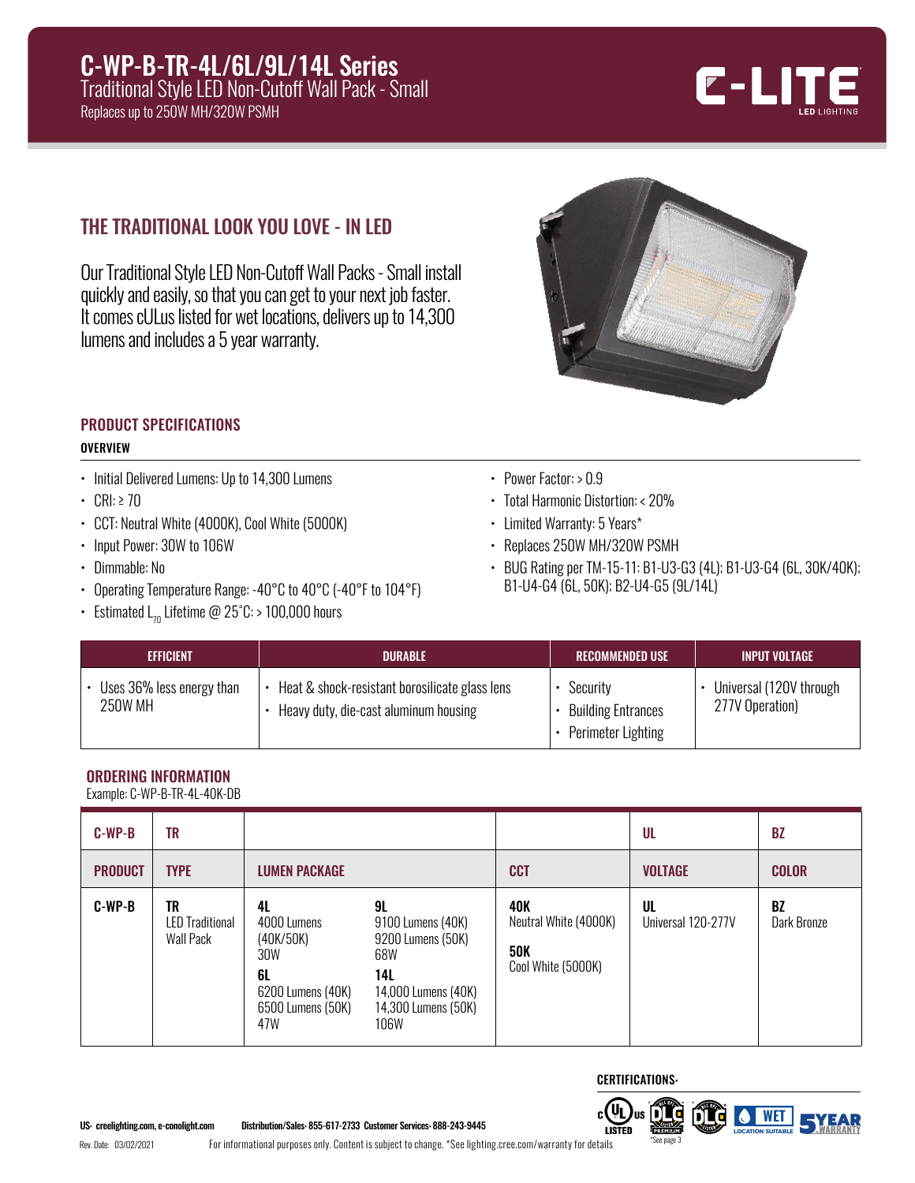# C-WP-B-TR-4L/6L/9L/14L Series

Traditional Style LED Non-Cutoff Wall Pack - Small

Replaces up to 250W MH/320W PSMH

## THE TRADITIONAL LOOK YOU LOVE - IN LED

Our Traditional Style LED Non-Cutoff Wall Packs - Small install quickly and easily, so that you can get to your next job faster. It comes cULus listed for wet locations, delivers up to 14,300 lumens and includes a 5 year warranty.

## PRODUCT SPECIFICATIONS

### OVERVIEW

- Initial Delivered Lumens: Up to 14,300 Lumens
- CRI: ≥ 70
- CCT: Neutral White (4000K), Cool White (5000K)
- Input Power: 30W to 106W
- Dimmable: No
- Operating Temperature Range: -40°C to 40°C (-40°F to 104°F)
- Estimated $L_{70}$ Lifetime @ 25°C: > 100,000 hours
- Power Factor: > 0.9
- Total Harmonic Distortion: < 20%
- Limited Warranty: 5 Years*
- Replaces 250W MH/320W PSMH
- BUG Rating per TM-15-11: B1-U3-G3 (4L); B1-U3-G4 (6L, 30K/40K); B1-U4-G4 (6L, 50K); B2-U4-G5 (9L/14L)

| EFFICIENT | DURABLE | RECOMMENDED USE | INPUT VOLTAGE |
|---|---|---|---|
| • Uses 36% less energy than 250W MH | • Heat & shock-resistant borosilicate glass lens<br>• Heavy duty, die-cast aluminum housing | • Security<br>• Building Entrances<br>• Perimeter Lighting | • Universal (120V through 277V Operation) |

## ORDERING INFORMATION

Example: C-WP-B-TR-4L-40K-DB

| C-WP-B | TR | | | | UL | BZ |
|---|---|---|---|---|---|---|
| **PRODUCT** | **TYPE** | **LUMEN PACKAGE** | | **CCT** | **VOLTAGE** | **COLOR** |
| **C-WP-B** | **TR**<br>LED Traditional Wall Pack | **4L**<br>4000 Lumens (40K/50K)<br>30W<br>**6L**<br>6200 Lumens (40K)<br>6500 Lumens (50K)<br>47W | **9L**<br>9100 Lumens (40K)<br>9200 Lumens (50K)<br>68W<br>**14L**<br>14,000 Lumens (40K)<br>14,300 Lumens (50K)<br>106W | **40K**<br>Neutral White (4000K)<br>**50K**<br>Cool White (5000K) | **UL**<br>Universal 120-277V | **BZ**<br>Dark Bronze |

CERTIFICATIONS:

cULus LISTED, DLC PREMIUM, DLC LISTED, WET LOCATION SUITABLE, 5 YEAR WARRANTY

*See page 3

US: creelighting.com, e-conolight.com Distribution/Sales: 855-617-2733 Customer Services: 888-243-9445

Rev. Date: 03/02/2021 For informational purposes only. Content is subject to change. *See lighting.cree.com/warranty for details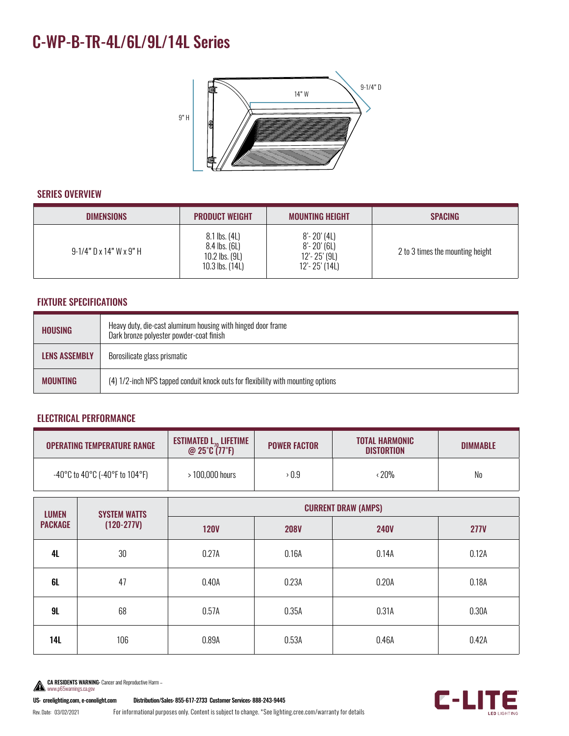# C-WP-B-TR-4L/6L/9L/14L Series

9-1/4" D

14" W

9" H

## SERIES OVERVIEW

| DIMENSIONS | PRODUCT WEIGHT | MOUNTING HEIGHT | SPACING |
|---|---|---|---|
| 9-1/4" D x 14" W x 9" H | 8.1 lbs. (4L)<br>8.4 lbs. (6L)<br>10.2 lbs. (9L)<br>10.3 lbs. (14L) | 8'- 20' (4L)<br>8'- 20' (6L)<br>12'- 25' (9L)<br>12'- 25' (14L) | 2 to 3 times the mounting height |

## FIXTURE SPECIFICATIONS

| | |
|---|---|
| **HOUSING** | Heavy duty, die-cast aluminum housing with hinged door frame<br>Dark bronze polyester powder-coat finish |
| **LENS ASSEMBLY** | Borosilicate glass prismatic |
| **MOUNTING** | (4) 1/2-inch NPS tapped conduit knock outs for flexibility with mounting options |

## ELECTRICAL PERFORMANCE

| OPERATING TEMPERATURE RANGE | ESTIMATED $L_{70}$ LIFETIME @ 25°C (77°F) | POWER FACTOR | TOTAL HARMONIC DISTORTION | DIMMABLE |
|---|---|---|---|---|
| -40°C to 40°C (-40°F to 104°F) | > 100,000 hours | > 0.9 | < 20% | No |

| LUMEN PACKAGE | SYSTEM WATTS (120-277V) | CURRENT DRAW (AMPS) | | | |
|---|---|---|---|---|---|
| | | 120V | 208V | 240V | 277V |
| **4L** | 30 | 0.27A | 0.16A | 0.14A | 0.12A |
| **6L** | 47 | 0.40A | 0.23A | 0.20A | 0.18A |
| **9L** | 68 | 0.57A | 0.35A | 0.31A | 0.30A |
| **14L** | 106 | 0.89A | 0.53A | 0.46A | 0.42A |

**CA RESIDENTS WARNING:** Cancer and Reproductive Harm – www.p65warnings.ca.gov

**US: creelighting.com, e-conolight.com** **Distribution/Sales: 855-617-2733 Customer Services: 888-243-9445**

Rev. Date: 03/02/2021 For informational purposes only. Content is subject to change. *See lighting.cree.com/warranty for details

C-LITE LED LIGHTING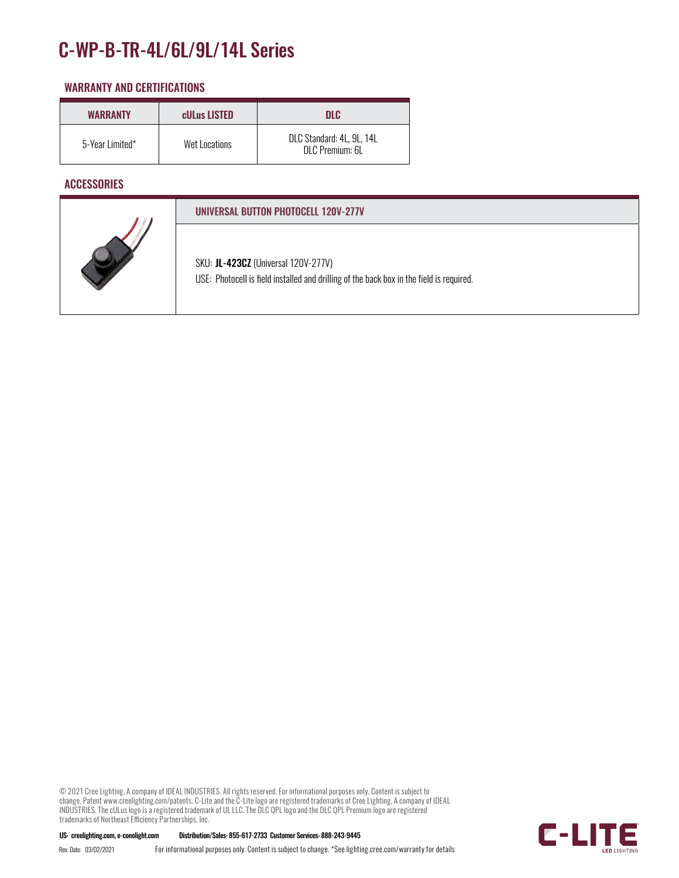# C-WP-B-TR-4L/6L/9L/14L Series

## WARRANTY AND CERTIFICATIONS

| WARRANTY | cULus LISTED | DLC |
|---|---|---|
| 5-Year Limited* | Wet Locations | DLC Standard: 4L, 9L, 14L<br>DLC Premium: 6L |

## ACCESSORIES

| | UNIVERSAL BUTTON PHOTOCELL 120V-277V |
|---|---|
| | SKU: **JL-423CZ** (Universal 120V-277V)<br>USE: Photocell is field installed and drilling of the back box in the field is required. |

© 2021 Cree Lighting, A company of IDEAL INDUSTRIES. All rights reserved. For informational purposes only. Content is subject to change. Patent www.creelighting.com/patents. C-Lite and the C-Lite logo are registered trademarks of Cree Lighting, A company of IDEAL INDUSTRIES. The cULus logo is a registered trademark of UL LLC. The DLC QPL logo and the DLC QPL Premium logo are registered trademarks of Northeast Efficiency Partnerships, Inc.

**US: creelighting.com, e-conolight.com** **Distribution/Sales: 855-617-2733 Customer Services: 888-243-9445**

Rev. Date: 03/02/2021 For informational purposes only. Content is subject to change. *See lighting.cree.com/warranty for details